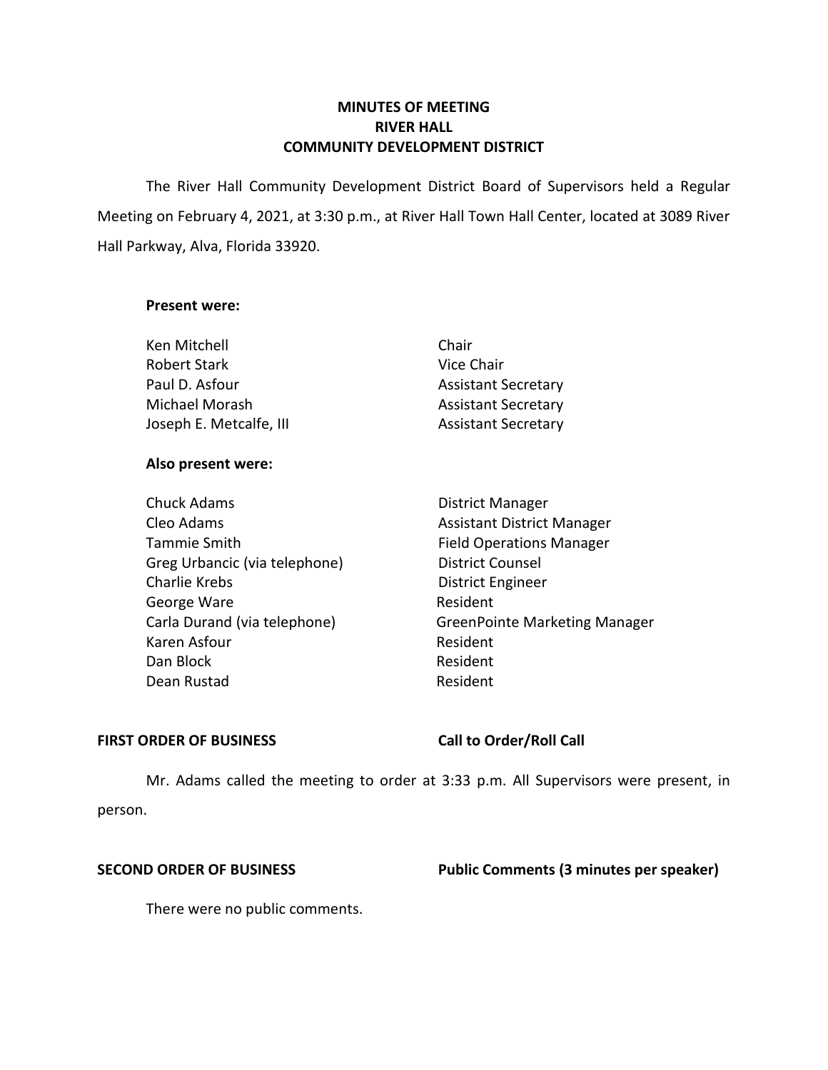# MINUTES OF MEETING
# RIVER HALL
# COMMUNITY DEVELOPMENT DISTRICT

The River Hall Community Development District Board of Supervisors held a Regular Meeting on February 4, 2021, at 3:30 p.m., at River Hall Town Hall Center, located at 3089 River Hall Parkway, Alva, Florida 33920.

**Present were:**

| | |
|---|---|
| Ken Mitchell | Chair |
| Robert Stark | Vice Chair |
| Paul D. Asfour | Assistant Secretary |
| Michael Morash | Assistant Secretary |
| Joseph E. Metcalfe, III | Assistant Secretary |

**Also present were:**

| | |
|---|---|
| Chuck Adams | District Manager |
| Cleo Adams | Assistant District Manager |
| Tammie Smith | Field Operations Manager |
| Greg Urbancic (via telephone) | District Counsel |
| Charlie Krebs | District Engineer |
| George Ware | Resident |
| Carla Durand (via telephone) | GreenPointe Marketing Manager |
| Karen Asfour | Resident |
| Dan Block | Resident |
| Dean Rustad | Resident |

**FIRST ORDER OF BUSINESS** **Call to Order/Roll Call**

Mr. Adams called the meeting to order at 3:33 p.m. All Supervisors were present, in person.

**SECOND ORDER OF BUSINESS** **Public Comments (3 minutes per speaker)**

There were no public comments.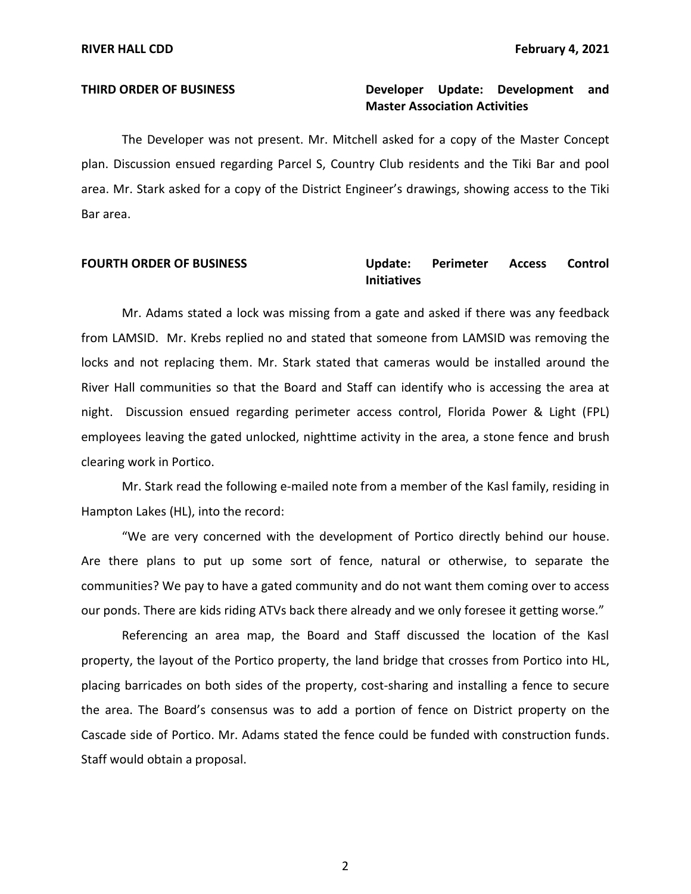**THIRD ORDER OF BUSINESS** **Developer Update: Development and Master Association Activities**

The Developer was not present. Mr. Mitchell asked for a copy of the Master Concept plan. Discussion ensued regarding Parcel S, Country Club residents and the Tiki Bar and pool area. Mr. Stark asked for a copy of the District Engineer's drawings, showing access to the Tiki Bar area.

**FOURTH ORDER OF BUSINESS** **Update: Perimeter Access Control Initiatives**

Mr. Adams stated a lock was missing from a gate and asked if there was any feedback from LAMSID. Mr. Krebs replied no and stated that someone from LAMSID was removing the locks and not replacing them. Mr. Stark stated that cameras would be installed around the River Hall communities so that the Board and Staff can identify who is accessing the area at night. Discussion ensued regarding perimeter access control, Florida Power & Light (FPL) employees leaving the gated unlocked, nighttime activity in the area, a stone fence and brush clearing work in Portico.

Mr. Stark read the following e-mailed note from a member of the Kasl family, residing in Hampton Lakes (HL), into the record:

"We are very concerned with the development of Portico directly behind our house. Are there plans to put up some sort of fence, natural or otherwise, to separate the communities? We pay to have a gated community and do not want them coming over to access our ponds. There are kids riding ATVs back there already and we only foresee it getting worse."

Referencing an area map, the Board and Staff discussed the location of the Kasl property, the layout of the Portico property, the land bridge that crosses from Portico into HL, placing barricades on both sides of the property, cost-sharing and installing a fence to secure the area. The Board's consensus was to add a portion of fence on District property on the Cascade side of Portico. Mr. Adams stated the fence could be funded with construction funds. Staff would obtain a proposal.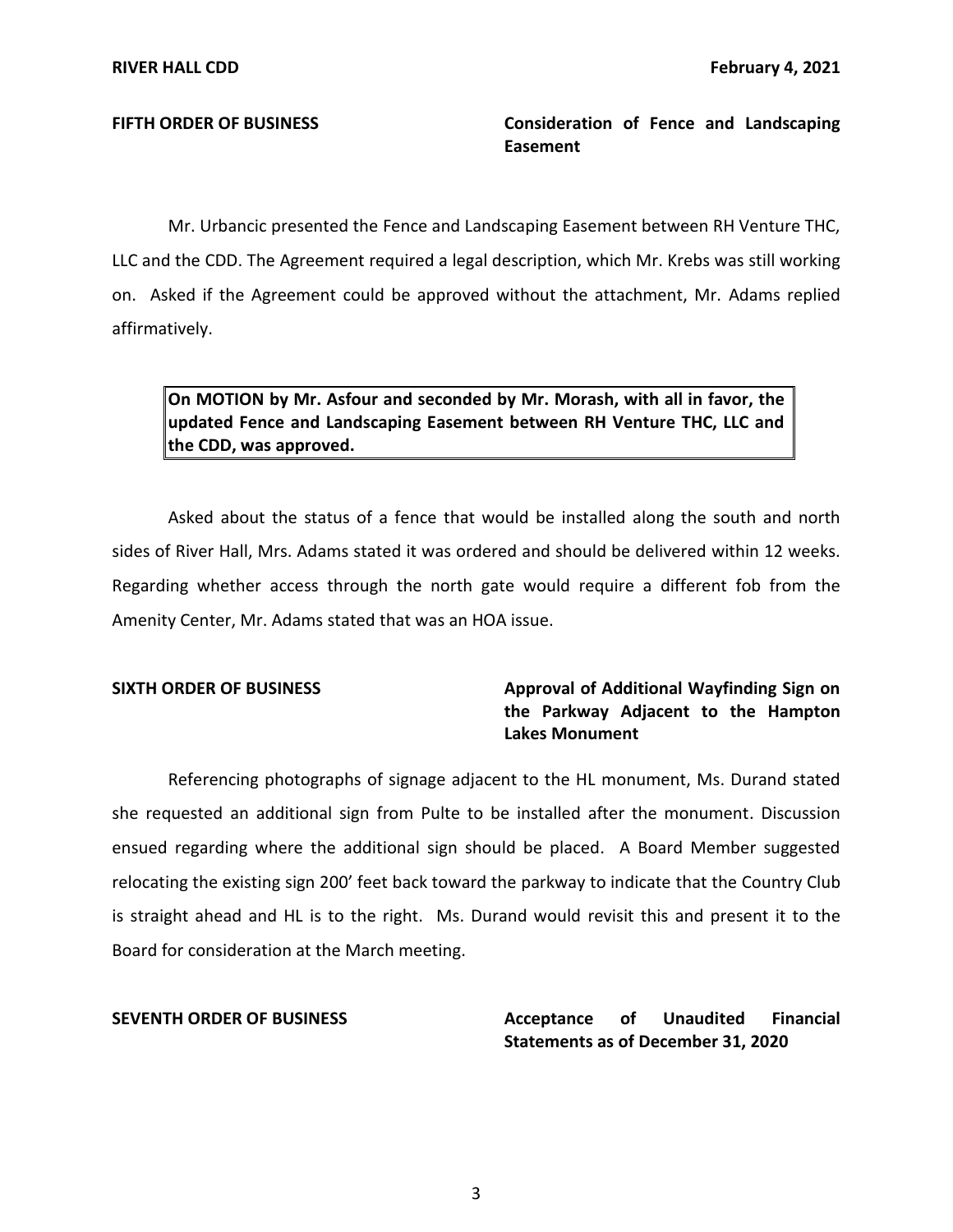**FIFTH ORDER OF BUSINESS** **Consideration of Fence and Landscaping Easement**

Mr. Urbancic presented the Fence and Landscaping Easement between RH Venture THC, LLC and the CDD. The Agreement required a legal description, which Mr. Krebs was still working on. Asked if the Agreement could be approved without the attachment, Mr. Adams replied affirmatively.

> **On MOTION by Mr. Asfour and seconded by Mr. Morash, with all in favor, the updated Fence and Landscaping Easement between RH Venture THC, LLC and the CDD, was approved.**

Asked about the status of a fence that would be installed along the south and north sides of River Hall, Mrs. Adams stated it was ordered and should be delivered within 12 weeks. Regarding whether access through the north gate would require a different fob from the Amenity Center, Mr. Adams stated that was an HOA issue.

**SIXTH ORDER OF BUSINESS** **Approval of Additional Wayfinding Sign on the Parkway Adjacent to the Hampton Lakes Monument**

Referencing photographs of signage adjacent to the HL monument, Ms. Durand stated she requested an additional sign from Pulte to be installed after the monument. Discussion ensued regarding where the additional sign should be placed. A Board Member suggested relocating the existing sign 200' feet back toward the parkway to indicate that the Country Club is straight ahead and HL is to the right. Ms. Durand would revisit this and present it to the Board for consideration at the March meeting.

**SEVENTH ORDER OF BUSINESS** **Acceptance of Unaudited Financial Statements as of December 31, 2020**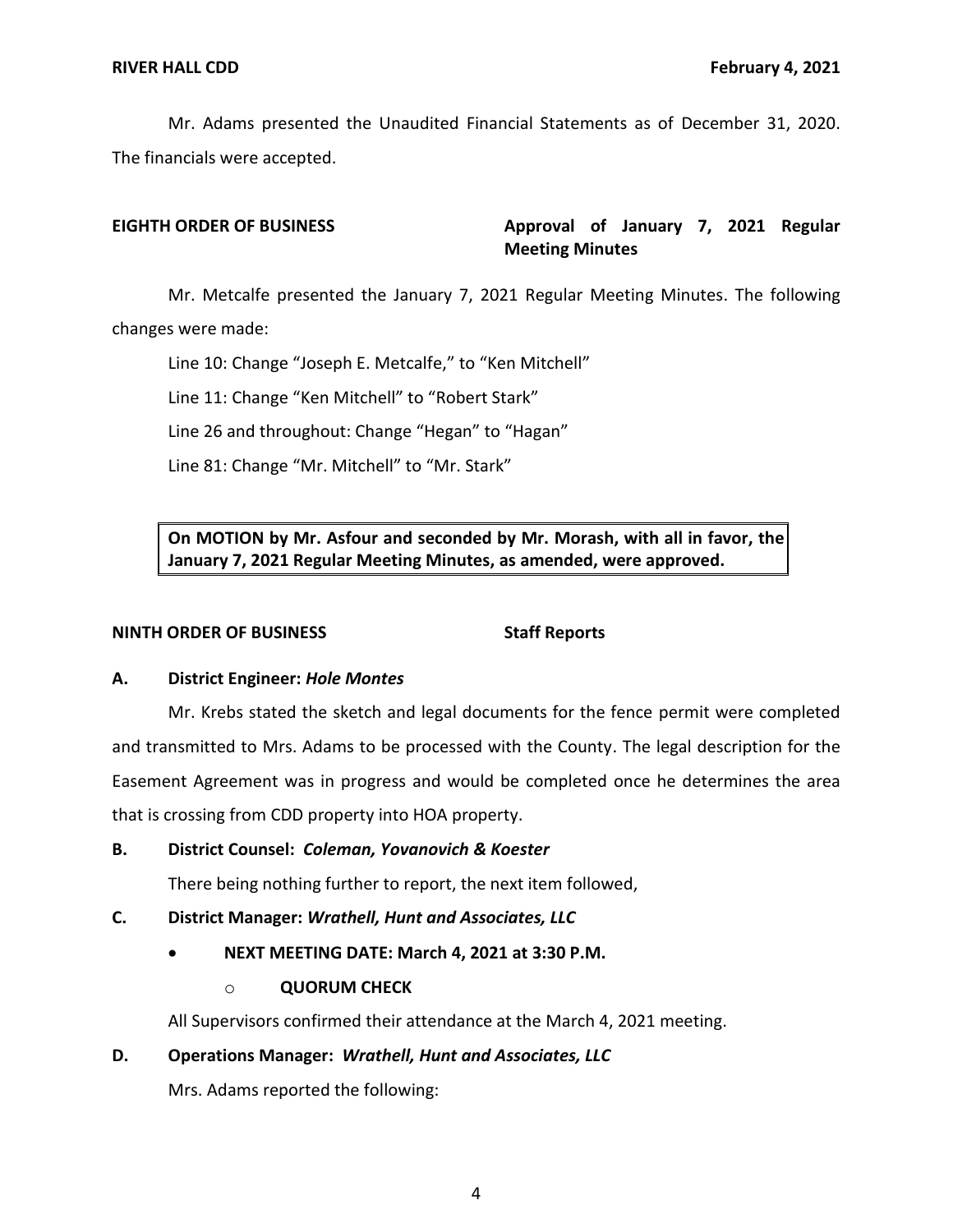Mr. Adams presented the Unaudited Financial Statements as of December 31, 2020. The financials were accepted.

**EIGHTH ORDER OF BUSINESS** **Approval of January 7, 2021 Regular Meeting Minutes**

Mr. Metcalfe presented the January 7, 2021 Regular Meeting Minutes. The following changes were made:

Line 10: Change "Joseph E. Metcalfe," to "Ken Mitchell"

Line 11: Change "Ken Mitchell" to "Robert Stark"

Line 26 and throughout: Change "Hegan" to "Hagan"

Line 81: Change "Mr. Mitchell" to "Mr. Stark"

**On MOTION by Mr. Asfour and seconded by Mr. Morash, with all in favor, the January 7, 2021 Regular Meeting Minutes, as amended, were approved.**

**NINTH ORDER OF BUSINESS** **Staff Reports**

**A. District Engineer: *Hole Montes***

Mr. Krebs stated the sketch and legal documents for the fence permit were completed and transmitted to Mrs. Adams to be processed with the County. The legal description for the Easement Agreement was in progress and would be completed once he determines the area that is crossing from CDD property into HOA property.

**B. District Counsel: *Coleman, Yovanovich & Koester***

There being nothing further to report, the next item followed,

**C. District Manager: *Wrathell, Hunt and Associates, LLC***

- **NEXT MEETING DATE: March 4, 2021 at 3:30 P.M.**
  - **QUORUM CHECK**

All Supervisors confirmed their attendance at the March 4, 2021 meeting.

**D. Operations Manager: *Wrathell, Hunt and Associates, LLC***

Mrs. Adams reported the following: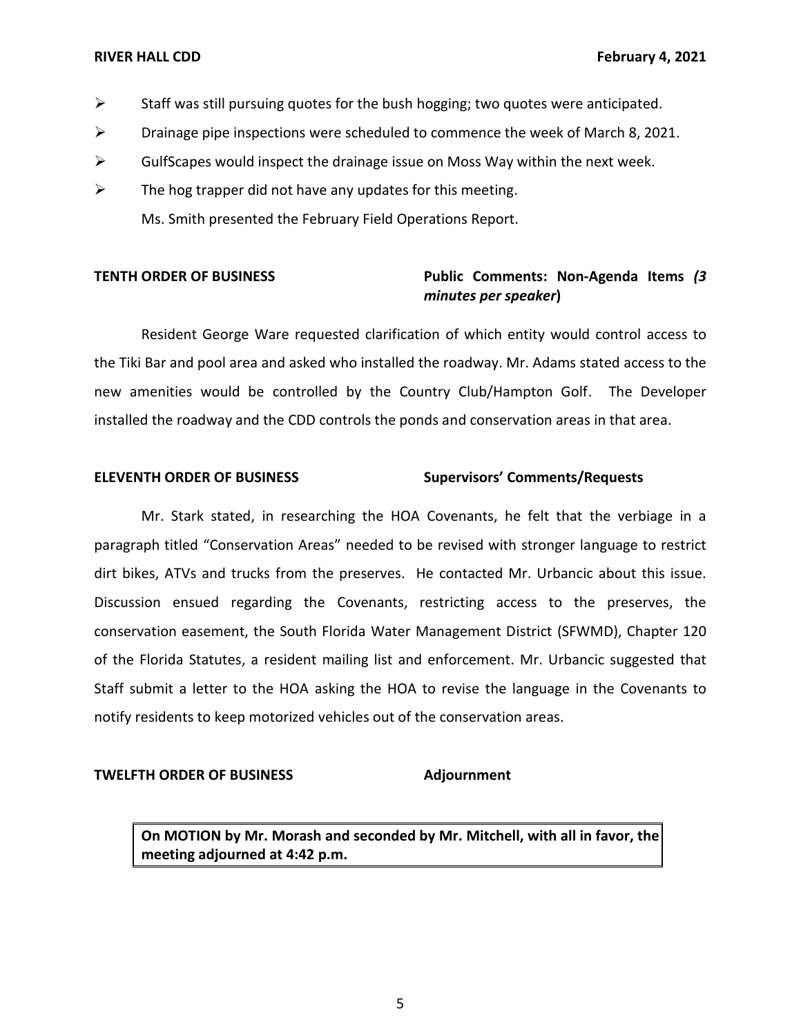- Staff was still pursuing quotes for the bush hogging; two quotes were anticipated.
- Drainage pipe inspections were scheduled to commence the week of March 8, 2021.
- GulfScapes would inspect the drainage issue on Moss Way within the next week.
- The hog trapper did not have any updates for this meeting.

Ms. Smith presented the February Field Operations Report.

**TENTH ORDER OF BUSINESS** **Public Comments: Non-Agenda Items *(3 minutes per speaker*)**

Resident George Ware requested clarification of which entity would control access to the Tiki Bar and pool area and asked who installed the roadway. Mr. Adams stated access to the new amenities would be controlled by the Country Club/Hampton Golf. The Developer installed the roadway and the CDD controls the ponds and conservation areas in that area.

**ELEVENTH ORDER OF BUSINESS** **Supervisors' Comments/Requests**

Mr. Stark stated, in researching the HOA Covenants, he felt that the verbiage in a paragraph titled "Conservation Areas" needed to be revised with stronger language to restrict dirt bikes, ATVs and trucks from the preserves. He contacted Mr. Urbancic about this issue. Discussion ensued regarding the Covenants, restricting access to the preserves, the conservation easement, the South Florida Water Management District (SFWMD), Chapter 120 of the Florida Statutes, a resident mailing list and enforcement. Mr. Urbancic suggested that Staff submit a letter to the HOA asking the HOA to revise the language in the Covenants to notify residents to keep motorized vehicles out of the conservation areas.

**TWELFTH ORDER OF BUSINESS** **Adjournment**

**On MOTION by Mr. Morash and seconded by Mr. Mitchell, with all in favor, the meeting adjourned at 4:42 p.m.**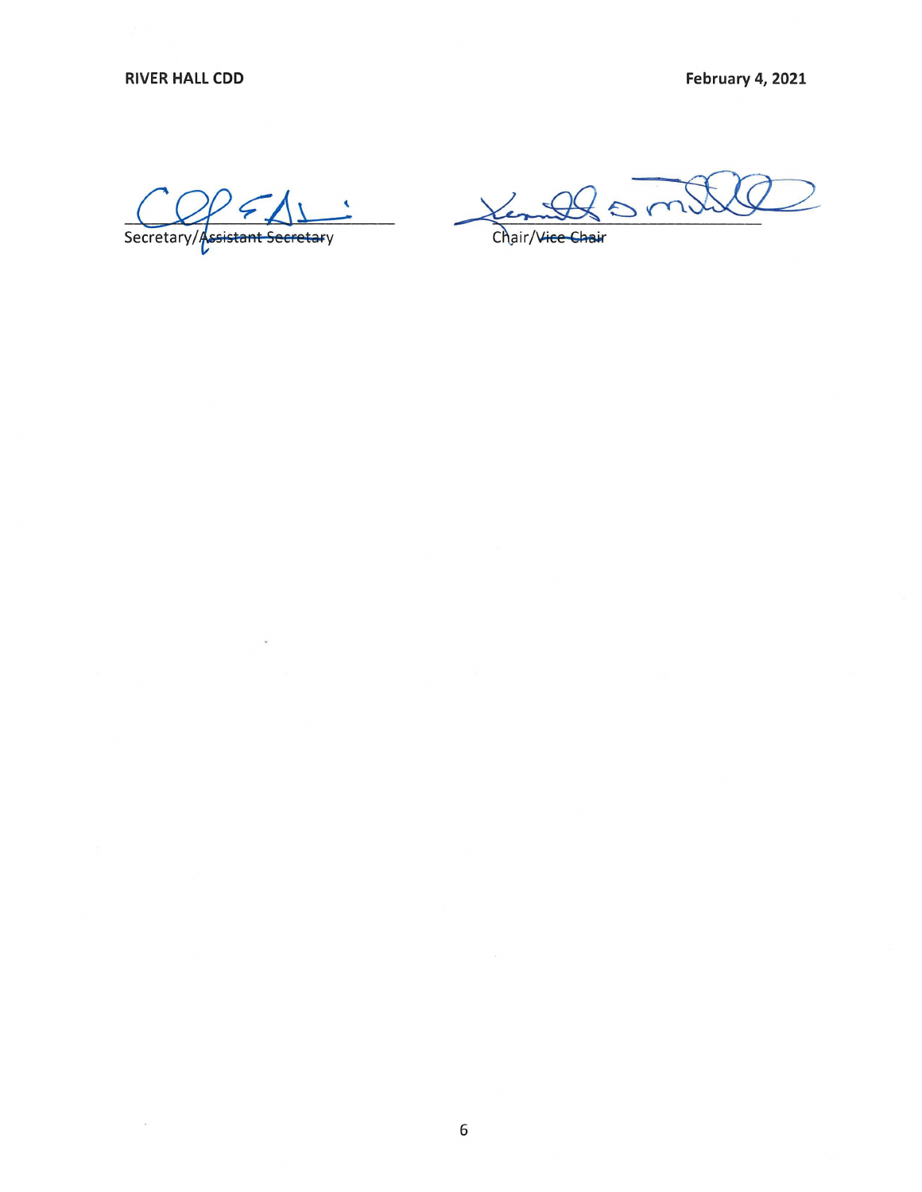RIVER HALL CDD February 4, 2021

___________________________ ___________________________

Secretary/~~Assistant Secretary~~ Chair/~~Vice Chair~~